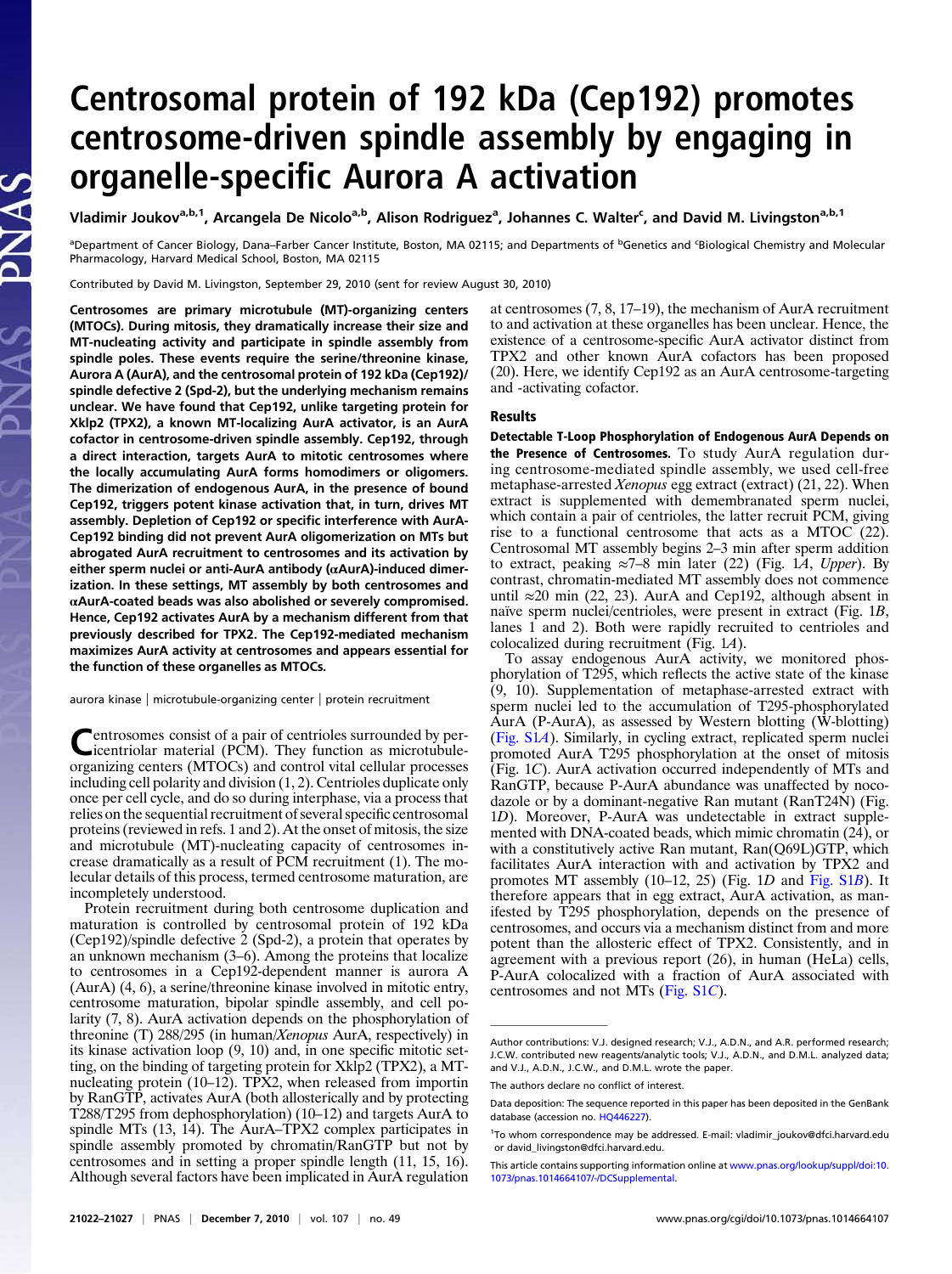# Centrosomal protein of 192 kDa (Cep192) promotes centrosome-driven spindle assembly by engaging in organelle-specific Aurora A activation

Vladimir Joukov[a,b,1], Arcangela De Nicolo[a,b], Alison Rodriguez[a], Johannes C. Walter[c], and David M. Livingston[a,b,1]

[a]Department of Cancer Biology, Dana–Farber Cancer Institute, Boston, MA 02115; and Departments of [b]Genetics and [c]Biological Chemistry and Molecular Pharmacology, Harvard Medical School, Boston, MA 02115

Contributed by David M. Livingston, September 29, 2010 (sent for review August 30, 2010)

**Centrosomes are primary microtubule (MT)-organizing centers (MTOCs). During mitosis, they dramatically increase their size and MT-nucleating activity and participate in spindle assembly from spindle poles. These events require the serine/threonine kinase, Aurora A (AurA), and the centrosomal protein of 192 kDa (Cep192)/spindle defective 2 (Spd-2), but the underlying mechanism remains unclear. We have found that Cep192, unlike targeting protein for Xklp2 (TPX2), a known MT-localizing AurA activator, is an AurA cofactor in centrosome-driven spindle assembly. Cep192, through a direct interaction, targets AurA to mitotic centrosomes where the locally accumulating AurA forms homodimers or oligomers. The dimerization of endogenous AurA, in the presence of bound Cep192, triggers potent kinase activation that, in turn, drives MT assembly. Depletion of Cep192 or specific interference with AurA-Cep192 binding did not prevent AurA oligomerization on MTs but abrogated AurA recruitment to centrosomes and its activation by either sperm nuclei or anti-AurA antibody (αAurA)-induced dimerization. In these settings, MT assembly by both centrosomes and αAurA-coated beads was also abolished or severely compromised. Hence, Cep192 activates AurA by a mechanism different from that previously described for TPX2. The Cep192-mediated mechanism maximizes AurA activity at centrosomes and appears essential for the function of these organelles as MTOCs.**

aurora kinase | microtubule-organizing center | protein recruitment

Centrosomes consist of a pair of centrioles surrounded by pericentriolar material (PCM). They function as microtubule-organizing centers (MTOCs) and control vital cellular processes including cell polarity and division (1, 2). Centrioles duplicate only once per cell cycle, and do so during interphase, via a process that relies on the sequential recruitment of several specific centrosomal proteins (reviewed in refs. 1 and 2). At the onset of mitosis, the size and microtubule (MT)-nucleating capacity of centrosomes increase dramatically as a result of PCM recruitment (1). The molecular details of this process, termed centrosome maturation, are incompletely understood.

Protein recruitment during both centrosome duplication and maturation is controlled by centrosomal protein of 192 kDa (Cep192)/spindle defective 2 (Spd-2), a protein that operates by an unknown mechanism (3–6). Among the proteins that localize to centrosomes in a Cep192-dependent manner is aurora A (AurA) (4, 6), a serine/threonine kinase involved in mitotic entry, centrosome maturation, bipolar spindle assembly, and cell polarity (7, 8). AurA activation depends on the phosphorylation of threonine (T) 288/295 (in human/*Xenopus* AurA, respectively) in its kinase activation loop (9, 10) and, in one specific mitotic setting, on the binding of targeting protein for Xklp2 (TPX2), a MT-nucleating protein (10–12). TPX2, when released from importin by RanGTP, activates AurA (both allosterically and by protecting T288/T295 from dephosphorylation) (10–12) and targets AurA to spindle MTs (13, 14). The AurA–TPX2 complex participates in spindle assembly promoted by chromatin/RanGTP but not by centrosomes and in setting a proper spindle length (11, 15, 16). Although several factors have been implicated in AurA regulation at centrosomes (7, 8, 17–19), the mechanism of AurA recruitment to and activation at these organelles has been unclear. Hence, the existence of a centrosome-specific AurA activator distinct from TPX2 and other known AurA cofactors has been proposed (20). Here, we identify Cep192 as an AurA centrosome-targeting and -activating cofactor.

## Results

**Detectable T-Loop Phosphorylation of Endogenous AurA Depends on the Presence of Centrosomes.** To study AurA regulation during centrosome-mediated spindle assembly, we used cell-free metaphase-arrested *Xenopus* egg extract (extract) (21, 22). When extract is supplemented with demembranated sperm nuclei, which contain a pair of centrioles, the latter recruit PCM, giving rise to a functional centrosome that acts as a MTOC (22). Centrosomal MT assembly begins 2–3 min after sperm addition to extract, peaking ≈7–8 min later (22) (Fig. 1*A*, *Upper*). By contrast, chromatin-mediated MT assembly does not commence until ≈20 min (22, 23). AurA and Cep192, although absent in naïve sperm nuclei/centrioles, were present in extract (Fig. 1*B*, lanes 1 and 2). Both were rapidly recruited to centrioles and colocalized during recruitment (Fig. 1*A*).

To assay endogenous AurA activity, we monitored phosphorylation of T295, which reflects the active state of the kinase (9, 10). Supplementation of metaphase-arrested extract with sperm nuclei led to the accumulation of T295-phosphorylated AurA (P-AurA), as assessed by Western blotting (W-blotting) (Fig. S1*A*). Similarly, in cycling extract, replicated sperm nuclei promoted AurA T295 phosphorylation at the onset of mitosis (Fig. 1*C*). AurA activation occurred independently of MTs and RanGTP, because P-AurA abundance was unaffected by nocodazole or by a dominant-negative Ran mutant (RanT24N) (Fig. 1*D*). Moreover, P-AurA was undetectable in extract supplemented with DNA-coated beads, which mimic chromatin (24), or with a constitutively active Ran mutant, Ran(Q69L)GTP, which facilitates AurA interaction with and activation by TPX2 and promotes MT assembly (10–12, 25) (Fig. 1*D* and Fig. S1*B*). It therefore appears that in egg extract, AurA activation, as manifested by T295 phosphorylation, depends on the presence of centrosomes, and occurs via a mechanism distinct from and more potent than the allosteric effect of TPX2. Consistently, and in agreement with a previous report (26), in human (HeLa) cells, P-AurA colocalized with a fraction of AurA associated with centrosomes and not MTs (Fig. S1*C*).

---

Author contributions: V.J. designed research; V.J., A.D.N., and A.R. performed research; J.C.W. contributed new reagents/analytic tools; V.J., A.D.N., and D.M.L. analyzed data; and V.J., A.D.N., J.C.W., and D.M.L. wrote the paper.

The authors declare no conflict of interest.

Data deposition: The sequence reported in this paper has been deposited in the GenBank database (accession no. HQ446227).

[1]To whom correspondence may be addressed. E-mail: vladimir_joukov@dfci.harvard.edu or david_livingston@dfci.harvard.edu.

This article contains supporting information online at www.pnas.org/lookup/suppl/doi:10.1073/pnas.1014664107/-/DCSupplemental.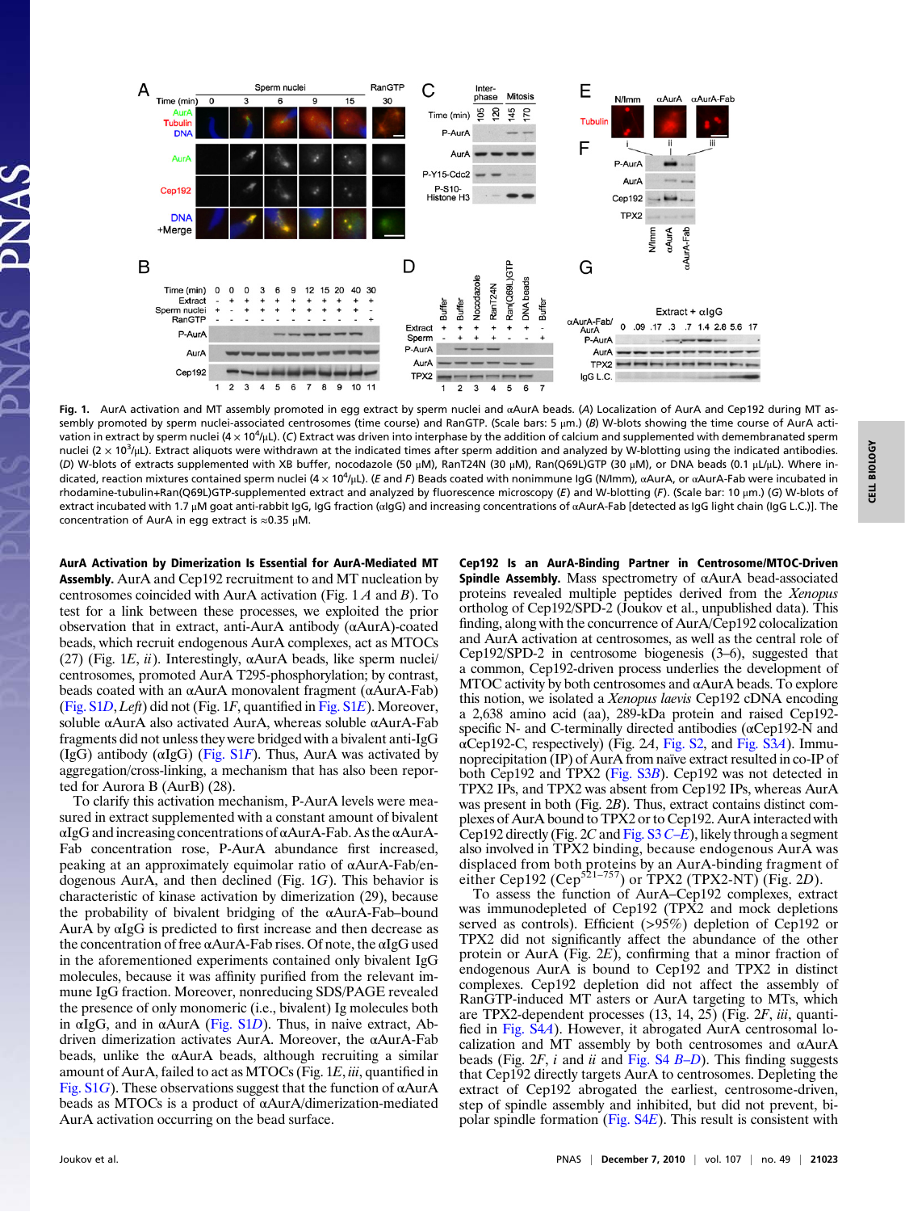**Fig. 1.** AurA activation and MT assembly promoted in egg extract by sperm nuclei and αAurA beads. (*A*) Localization of AurA and Cep192 during MT assembly promoted by sperm nuclei-associated centrosomes (time course) and RanGTP. (Scale bars: 5 μm.) (*B*) W-blots showing the time course of AurA activation in extract by sperm nuclei ($4 \times 10^4$/μL). (*C*) Extract was driven into interphase by the addition of calcium and supplemented with demembranated sperm nuclei ($2 \times 10^3$/μL). Extract aliquots were withdrawn at the indicated times after sperm addition and analyzed by W-blotting using the indicated antibodies. (*D*) W-blots of extracts supplemented with XB buffer, nocodazole (50 μM), RanT24N (30 μM), Ran(Q69L)GTP (30 μM), or DNA beads (0.1 μL/μL). Where indicated, reaction mixtures contained sperm nuclei ($4 \times 10^4$/μL). (*E* and *F*) Beads coated with nonimmune IgG (N/Imm), αAurA, or αAurA-Fab were incubated in rhodamine-tubulin+Ran(Q69L)GTP-supplemented extract and analyzed by fluorescence microscopy (*E*) and W-blotting (*F*). (Scale bar: 10 μm.) (*G*) W-blots of extract incubated with 1.7 μM goat anti-rabbit IgG, IgG fraction (αIgG) and increasing concentrations of αAurA-Fab [detected as IgG light chain (IgG L.C.)]. The concentration of AurA in egg extract is ≈0.35 μM.

**AurA Activation by Dimerization Is Essential for AurA-Mediated MT Assembly.** AurA and Cep192 recruitment to and MT nucleation by centrosomes coincided with AurA activation (Fig. 1 *A* and *B*). To test for a link between these processes, we exploited the prior observation that in extract, anti-AurA antibody (αAurA)-coated beads, which recruit endogenous AurA complexes, act as MTOCs (27) (Fig. 1*E*, *ii*). Interestingly, αAurA beads, like sperm nuclei/centrosomes, promoted AurA T295-phosphorylation; by contrast, beads coated with an αAurA monovalent fragment (αAurA-Fab) (Fig. S1*D*, *Left*) did not (Fig. 1*F*, quantified in Fig. S1*E*). Moreover, soluble αAurA also activated AurA, whereas soluble αAurA-Fab fragments did not unless they were bridged with a bivalent anti-IgG (IgG) antibody (αIgG) (Fig. S1*F*). Thus, AurA was activated by aggregation/cross-linking, a mechanism that has also been reported for Aurora B (AurB) (28).

To clarify this activation mechanism, P-AurA levels were measured in extract supplemented with a constant amount of bivalent αIgG and increasing concentrations of αAurA-Fab. As the αAurA-Fab concentration rose, P-AurA abundance first increased, peaking at an approximately equimolar ratio of αAurA-Fab/endogenous AurA, and then declined (Fig. 1*G*). This behavior is characteristic of kinase activation by dimerization (29), because the probability of bivalent bridging of the αAurA-Fab–bound AurA by αIgG is predicted to first increase and then decrease as the concentration of free αAurA-Fab rises. Of note, the αIgG used in the aforementioned experiments contained only bivalent IgG molecules, because it was affinity purified from the relevant immune IgG fraction. Moreover, nonreducing SDS/PAGE revealed the presence of only monomeric (i.e., bivalent) Ig molecules both in αIgG, and in αAurA (Fig. S1*D*). Thus, in naive extract, Ab-driven dimerization activates AurA. Moreover, the αAurA-Fab beads, unlike the αAurA beads, although recruiting a similar amount of AurA, failed to act as MTOCs (Fig. 1*E*, *iii*, quantified in Fig. S1*G*). These observations suggest that the function of αAurA beads as MTOCs is a product of αAurA/dimerization-mediated AurA activation occurring on the bead surface.

**Cep192 Is an AurA-Binding Partner in Centrosome/MTOC-Driven Spindle Assembly.** Mass spectrometry of αAurA bead-associated proteins revealed multiple peptides derived from the *Xenopus* ortholog of Cep192/SPD-2 (Joukov et al., unpublished data). This finding, along with the concurrence of AurA/Cep192 colocalization and AurA activation at centrosomes, as well as the central role of Cep192/SPD-2 in centrosome biogenesis (3–6), suggested that a common, Cep192-driven process underlies the development of MTOC activity by both centrosomes and αAurA beads. To explore this notion, we isolated a *Xenopus laevis* Cep192 cDNA encoding a 2,638 amino acid (aa), 289-kDa protein and raised Cep192-specific N- and C-terminally directed antibodies (αCep192-N and αCep192-C, respectively) (Fig. 2*A*, Fig. S2, and Fig. S3*A*). Immunoprecipitation (IP) of AurA from naïve extract resulted in co-IP of both Cep192 and TPX2 (Fig. S3*B*). Cep192 was not detected in TPX2 IPs, and TPX2 was absent from Cep192 IPs, whereas AurA was present in both (Fig. 2*B*). Thus, extract contains distinct complexes of AurA bound to TPX2 or to Cep192. AurA interacted with Cep192 directly (Fig. 2*C* and Fig. S3 *C*–*E*), likely through a segment also involved in TPX2 binding, because endogenous AurA was displaced from both proteins by an AurA-binding fragment of either Cep192 ($Cep^{521–757}$) or TPX2 (TPX2-NT) (Fig. 2*D*).

To assess the function of AurA–Cep192 complexes, extract was immunodepleted of Cep192 (TPX2 and mock depletions served as controls). Efficient (>95%) depletion of Cep192 or TPX2 did not significantly affect the abundance of the other protein or AurA (Fig. 2*E*), confirming that a minor fraction of endogenous AurA is bound to Cep192 and TPX2 in distinct complexes. Cep192 depletion did not affect the assembly of RanGTP-induced MT asters or AurA targeting to MTs, which are TPX2-dependent processes (13, 14, 25) (Fig. 2*F*, *iii*, quantified in Fig. S4*A*). However, it abrogated AurA centrosomal localization and MT assembly by both centrosomes and αAurA beads (Fig. 2*F*, *i* and *ii* and Fig. S4 *B*–*D*). This finding suggests that Cep192 directly targets AurA to centrosomes. Depleting the extract of Cep192 abrogated the earliest, centrosome-driven, step of spindle assembly and inhibited, but did not prevent, bipolar spindle formation (Fig. S4*E*). This result is consistent with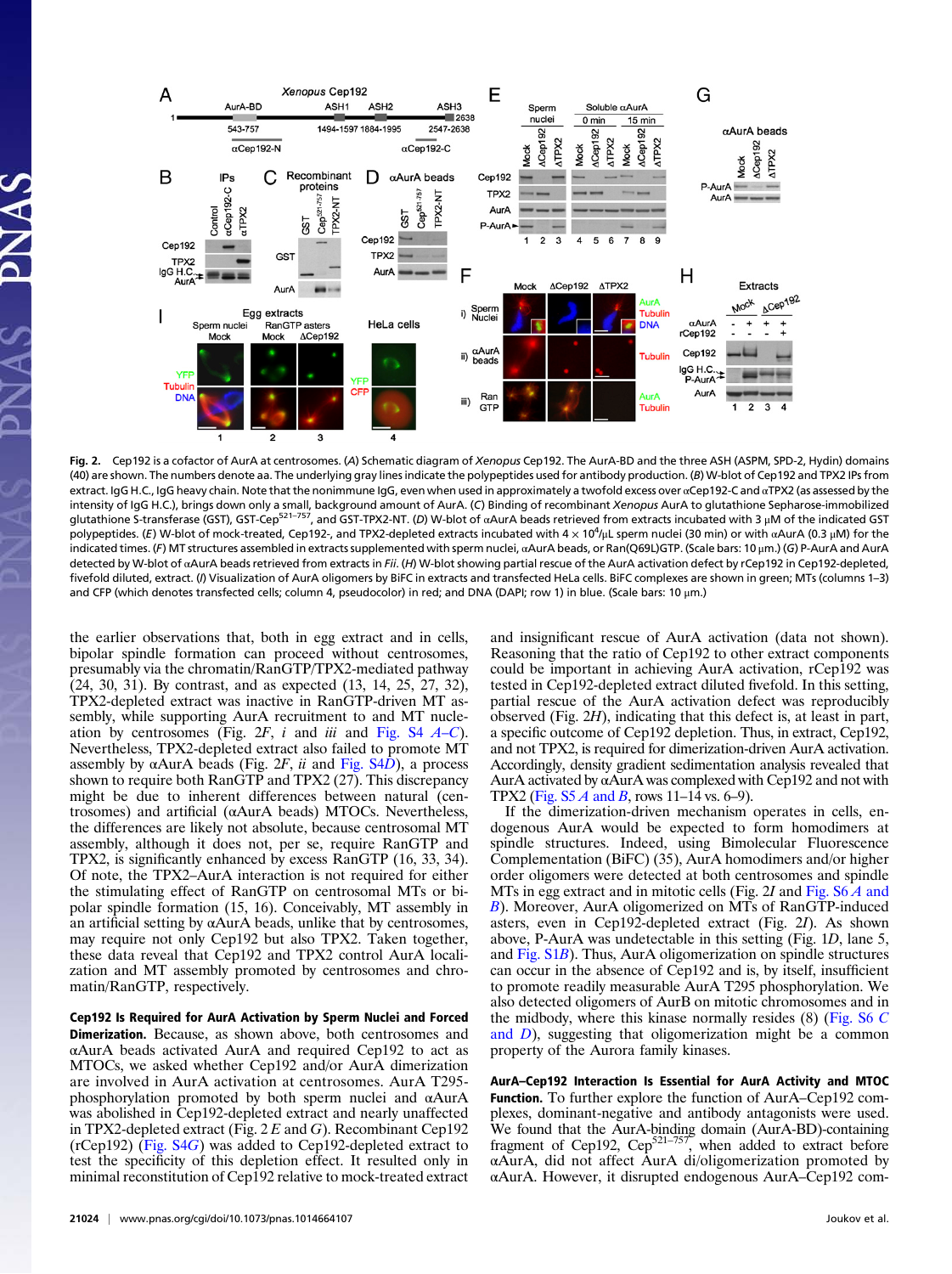**Fig. 2.** Cep192 is a cofactor of AurA at centrosomes. (*A*) Schematic diagram of *Xenopus* Cep192. The AurA-BD and the three ASH (ASPM, SPD-2, Hydin) domains (40) are shown. The numbers denote aa. The underlying gray lines indicate the polypeptides used for antibody production. (*B*) W-blot of Cep192 and TPX2 IPs from extract. IgG H.C., IgG heavy chain. Note that the nonimmune IgG, even when used in approximately a twofold excess over αCep192-C and αTPX2 (as assessed by the intensity of IgG H.C.), brings down only a small, background amount of AurA. (*C*) Binding of recombinant *Xenopus* AurA to glutathione Sepharose-immobilized glutathione S-transferase (GST), GST-Cep$^{521–757}$, and GST-TPX2-NT. (*D*) W-blot of αAurA beads retrieved from extracts incubated with 3 μM of the indicated GST polypeptides. (*E*) W-blot of mock-treated, Cep192-, and TPX2-depleted extracts incubated with 4 × $10^4$/μL sperm nuclei (30 min) or with αAurA (0.3 μM) for the indicated times. (*F*) MT structures assembled in extracts supplemented with sperm nuclei, αAurA beads, or Ran(Q69L)GTP. (Scale bars: 10 μm.) (*G*) P-AurA and AurA detected by W-blot of αAurA beads retrieved from extracts in *Fii*. (*H*) W-blot showing partial rescue of the AurA activation defect by rCep192 in Cep192-depleted, fivefold diluted, extract. (*I*) Visualization of AurA oligomers by BiFC in extracts and transfected HeLa cells. BiFC complexes are shown in green; MTs (columns 1–3) and CFP (which denotes transfected cells; column 4, pseudocolor) in red; and DNA (DAPI; row 1) in blue. (Scale bars: 10 μm.)

the earlier observations that, both in egg extract and in cells, bipolar spindle formation can proceed without centrosomes, presumably via the chromatin/RanGTP/TPX2-mediated pathway (24, 30, 31). By contrast, and as expected (13, 14, 25, 27, 32), TPX2-depleted extract was inactive in RanGTP-driven MT assembly, while supporting AurA recruitment to and MT nucleation by centrosomes (Fig. 2*F*, *i* and *iii* and Fig. S4 *A*–*C*). Nevertheless, TPX2-depleted extract also failed to promote MT assembly by αAurA beads (Fig. 2*F*, *ii* and Fig. S4*D*), a process shown to require both RanGTP and TPX2 (27). This discrepancy might be due to inherent differences between natural (centrosomes) and artificial (αAurA beads) MTOCs. Nevertheless, the differences are likely not absolute, because centrosomal MT assembly, although it does not, per se, require RanGTP and TPX2, is significantly enhanced by excess RanGTP (16, 33, 34). Of note, the TPX2–AurA interaction is not required for either the stimulating effect of RanGTP on centrosomal MTs or bipolar spindle formation (15, 16). Conceivably, MT assembly in an artificial setting by αAurA beads, unlike that by centrosomes, may require not only Cep192 but also TPX2. Taken together, these data reveal that Cep192 and TPX2 control AurA localization and MT assembly promoted by centrosomes and chromatin/RanGTP, respectively.

**Cep192 Is Required for AurA Activation by Sperm Nuclei and Forced Dimerization.** Because, as shown above, both centrosomes and αAurA beads activated AurA and required Cep192 to act as MTOCs, we asked whether Cep192 and/or AurA dimerization are involved in AurA activation at centrosomes. AurA T295-phosphorylation promoted by both sperm nuclei and αAurA was abolished in Cep192-depleted extract and nearly unaffected in TPX2-depleted extract (Fig. 2 *E* and *G*). Recombinant Cep192 (rCep192) (Fig. S4*G*) was added to Cep192-depleted extract to test the specificity of this depletion effect. It resulted only in minimal reconstitution of Cep192 relative to mock-treated extract and insignificant rescue of AurA activation (data not shown). Reasoning that the ratio of Cep192 to other extract components could be important in achieving AurA activation, rCep192 was tested in Cep192-depleted extract diluted fivefold. In this setting, partial rescue of the AurA activation defect was reproducibly observed (Fig. 2*H*), indicating that this defect is, at least in part, a specific outcome of Cep192 depletion. Thus, in extract, Cep192, and not TPX2, is required for dimerization-driven AurA activation. Accordingly, density gradient sedimentation analysis revealed that AurA activated by αAurA was complexed with Cep192 and not with TPX2 (Fig. S5 *A* and *B*, rows 11–14 vs. 6–9).

If the dimerization-driven mechanism operates in cells, endogenous AurA would be expected to form homodimers at spindle structures. Indeed, using Bimolecular Fluorescence Complementation (BiFC) (35), AurA homodimers and/or higher order oligomers were detected at both centrosomes and spindle MTs in egg extract and in mitotic cells (Fig. 2*I* and Fig. S6 *A* and *B*). Moreover, AurA oligomerized on MTs of RanGTP-induced asters, even in Cep192-depleted extract (Fig. 2*I*). As shown above, P-AurA was undetectable in this setting (Fig. 1*D*, lane 5, and Fig. S1*B*). Thus, AurA oligomerization on spindle structures can occur in the absence of Cep192 and is, by itself, insufficient to promote readily measurable AurA T295 phosphorylation. We also detected oligomers of AurB on mitotic chromosomes and in the midbody, where this kinase normally resides (8) (Fig. S6 *C* and *D*), suggesting that oligomerization might be a common property of the Aurora family kinases.

**AurA–Cep192 Interaction Is Essential for AurA Activity and MTOC Function.** To further explore the function of AurA–Cep192 complexes, dominant-negative and antibody antagonists were used. We found that the AurA-binding domain (AurA-BD)-containing fragment of Cep192, Cep$^{521–757}$, when added to extract before αAurA, did not affect AurA di/oligomerization promoted by αAurA. However, it disrupted endogenous AurA–Cep192 com-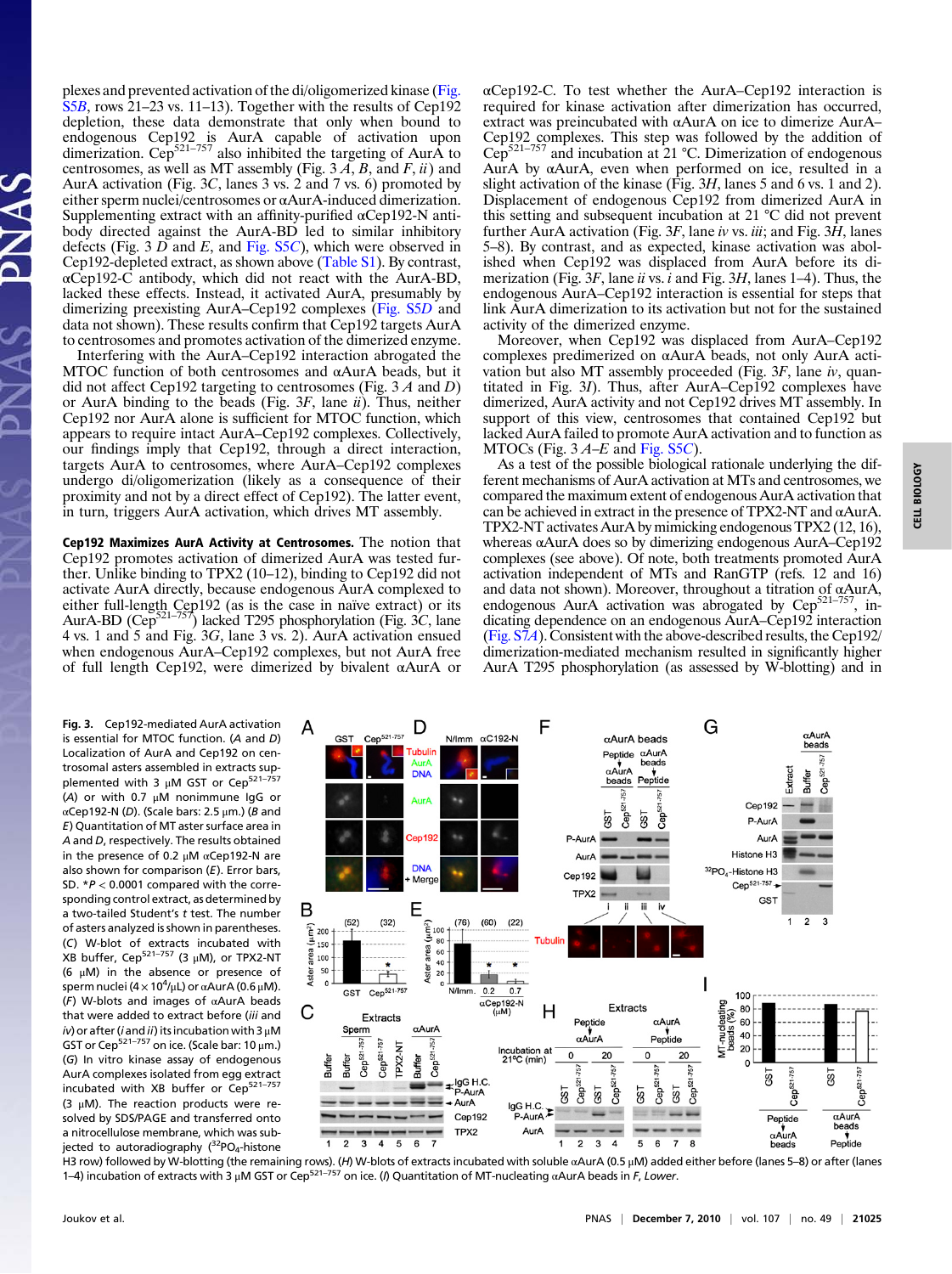plexes and prevented activation of the di/oligomerized kinase (Fig. S5B, rows 21–23 vs. 11–13). Together with the results of Cep192 depletion, these data demonstrate that only when bound to endogenous Cep192 is AurA capable of activation upon dimerization. $Cep^{521–757}$ also inhibited the targeting of AurA to centrosomes, as well as MT assembly (Fig. 3 A, B, and F, ii) and AurA activation (Fig. 3C, lanes 3 vs. 2 and 7 vs. 6) promoted by either sperm nuclei/centrosomes or αAurA-induced dimerization. Supplementing extract with an affinity-purified αCep192-N antibody directed against the AurA-BD led to similar inhibitory defects (Fig. 3 D and E, and Fig. S5C), which were observed in Cep192-depleted extract, as shown above (Table S1). By contrast, αCep192-C antibody, which did not react with the AurA-BD, lacked these effects. Instead, it activated AurA, presumably by dimerizing preexisting AurA–Cep192 complexes (Fig. S5D and data not shown). These results confirm that Cep192 targets AurA to centrosomes and promotes activation of the dimerized enzyme.

Interfering with the AurA–Cep192 interaction abrogated the MTOC function of both centrosomes and αAurA beads, but it did not affect Cep192 targeting to centrosomes (Fig. 3 A and D) or AurA binding to the beads (Fig. 3F, lane ii). Thus, neither Cep192 nor AurA alone is sufficient for MTOC function, which appears to require intact AurA–Cep192 complexes. Collectively, our findings imply that Cep192, through a direct interaction, targets AurA to centrosomes, where AurA–Cep192 complexes undergo di/oligomerization (likely as a consequence of their proximity and not by a direct effect of Cep192). The latter event, in turn, triggers AurA activation, which drives MT assembly.

**Cep192 Maximizes AurA Activity at Centrosomes.** The notion that Cep192 promotes activation of dimerized AurA was tested further. Unlike binding to TPX2 (10–12), binding to Cep192 did not activate AurA directly, because endogenous AurA complexed to either full-length Cep192 (as is the case in naïve extract) or its AurA-BD ($Cep^{521–757}$) lacked T295 phosphorylation (Fig. 3C, lane 4 vs. 1 and 5 and Fig. 3G, lane 3 vs. 2). AurA activation ensued when endogenous AurA–Cep192 complexes, but not AurA free of full length Cep192, were dimerized by bivalent αAurA or αCep192-C. To test whether the AurA–Cep192 interaction is required for kinase activation after dimerization has occurred, extract was preincubated with αAurA on ice to dimerize AurA–Cep192 complexes. This step was followed by the addition of $Cep^{521–757}$ and incubation at 21 °C. Dimerization of endogenous AurA by αAurA, even when performed on ice, resulted in a slight activation of the kinase (Fig. 3H, lanes 5 and 6 vs. 1 and 2). Displacement of endogenous Cep192 from dimerized AurA in this setting and subsequent incubation at 21 °C did not prevent further AurA activation (Fig. 3F, lane iv vs. iii; and Fig. 3H, lanes 5–8). By contrast, and as expected, kinase activation was abolished when Cep192 was displaced from AurA before its dimerization (Fig. 3F, lane ii vs. i and Fig. 3H, lanes 1–4). Thus, the endogenous AurA–Cep192 interaction is essential for steps that link AurA dimerization to its activation but not for the sustained activity of the dimerized enzyme.

Moreover, when Cep192 was displaced from AurA–Cep192 complexes predimerized on αAurA beads, not only AurA activation but also MT assembly proceeded (Fig. 3F, lane iv, quantitated in Fig. 3I). Thus, after AurA–Cep192 complexes have dimerized, AurA activity and not Cep192 drives MT assembly. In support of this view, centrosomes that contained Cep192 but lacked AurA failed to promote AurA activation and to function as MTOCs (Fig. 3 A–E and Fig. S5C).

As a test of the possible biological rationale underlying the different mechanisms of AurA activation at MTs and centrosomes, we compared the maximum extent of endogenous AurA activation that can be achieved in extract in the presence of TPX2-NT and αAurA. TPX2-NT activates AurA by mimicking endogenous TPX2 (12, 16), whereas αAurA does so by dimerizing endogenous AurA–Cep192 complexes (see above). Of note, both treatments promoted AurA activation independent of MTs and RanGTP (refs. 12 and 16) and data not shown). Moreover, throughout a titration of αAurA, endogenous AurA activation was abrogated by $Cep^{521–757}$, indicating dependence on an endogenous AurA–Cep192 interaction (Fig. S7A). Consistent with the above-described results, the Cep192/dimerization-mediated mechanism resulted in significantly higher AurA T295 phosphorylation (as assessed by W-blotting) and in

**Fig. 3.** Cep192-mediated AurA activation is essential for MTOC function. (A and D) Localization of AurA and Cep192 on centrosomal asters assembled in extracts supplemented with 3 μM GST or $Cep^{521–757}$ (A) or with 0.7 μM nonimmune IgG or αCep192-N (D). (Scale bars: 2.5 μm.) (B and E) Quantitation of MT aster surface area in A and D, respectively. The results obtained in the presence of 0.2 μM αCep192-N are also shown for comparison (E). Error bars, SD. *$P < 0.0001$ compared with the corresponding control extract, as determined by a two-tailed Student's t test. The number of asters analyzed is shown in parentheses. (C) W-blot of extracts incubated with XB buffer, $Cep^{521–757}$ (3 μM), or TPX2-NT (6 μM) in the absence or presence of sperm nuclei ($4 \times 10^4$/μL) or αAurA (0.6 μM). (F) W-blots and images of αAurA beads that were added to extract before (iii and iv) or after (i and ii) its incubation with 3 μM GST or $Cep^{521–757}$ on ice. (Scale bar: 10 μm.) (G) In vitro kinase assay of endogenous AurA complexes isolated from egg extract incubated with XB buffer or $Cep^{521–757}$ (3 μM). The reaction products were resolved by SDS/PAGE and transferred onto a nitrocellulose membrane, which was subjected to autoradiography ($^{32}PO_4$-histone H3 row) followed by W-blotting (the remaining rows). (H) W-blots of extracts incubated with soluble αAurA (0.5 μM) added either before (lanes 5–8) or after (lanes 1–4) incubation of extracts with 3 μM GST or $Cep^{521–757}$ on ice. (I) Quantitation of MT-nucleating αAurA beads in F, Lower.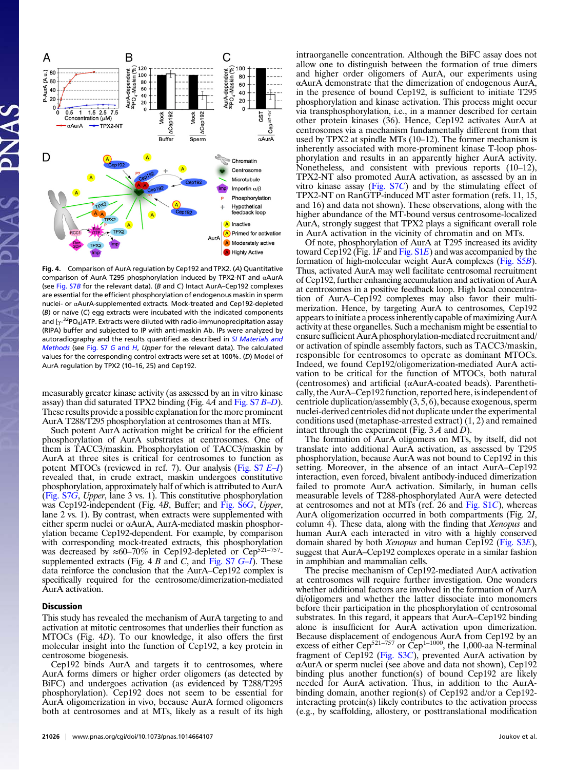**Fig. 4.** Comparison of AurA regulation by Cep192 and TPX2. (*A*) Quantitative comparison of AurA T295 phosphorylation induced by TPX2-NT and αAurA (see Fig. S7*B* for the relevant data). (*B* and *C*) Intact AurA–Cep192 complexes are essential for the efficient phosphorylation of endogenous maskin in sperm nuclei- or αAurA-supplemented extracts. Mock-treated and Cep192-depleted (*B*) or naïve (*C*) egg extracts were incubated with the indicated components and [γ-$^{32}$PO$_4$]ATP. Extracts were diluted with radio-immunoprecipitation assay (RIPA) buffer and subjected to IP with anti-maskin Ab. IPs were analyzed by autoradiography and the results quantified as described in *SI Materials and Methods* (see Fig. S7 *G* and *H*, *Upper* for the relevant data). The calculated values for the corresponding control extracts were set at 100%. (*D*) Model of AurA regulation by TPX2 (10–16, 25) and Cep192.

measurably greater kinase activity (as assessed by an in vitro kinase assay) than did saturated TPX2 binding (Fig. 4*A* and Fig. S7 *B–D*). These results provide a possible explanation for the more prominent AurA T288/T295 phosphorylation at centrosomes than at MTs.

Such potent AurA activation might be critical for the efficient phosphorylation of AurA substrates at centrosomes. One of them is TACC3/maskin. Phosphorylation of TACC3/maskin by AurA at three sites is critical for centrosomes to function as potent MTOCs (reviewed in ref. 7). Our analysis (Fig. S7 *E–I*) revealed that, in crude extract, maskin undergoes constitutive phosphorylation, approximately half of which is attributed to AurA (Fig. S7*G*, *Upper*, lane 3 vs. 1). This constitutive phosphorylation was Cep192-independent (Fig. 4*B*, Buffer; and Fig. S6*G*, *Upper*, lane 2 vs. 1). By contrast, when extracts were supplemented with either sperm nuclei or αAurA, AurA-mediated maskin phosphorylation became Cep192-dependent. For example, by comparison with corresponding mock-treated extracts, this phosphorylation was decreased by ≈60–70% in Cep192-depleted or Cep$^{521–757}$-supplemented extracts (Fig. 4 *B* and *C*, and Fig. S7 *G–I*). These data reinforce the conclusion that the AurA–Cep192 complex is specifically required for the centrosome/dimerization-mediated AurA activation.

## Discussion

This study has revealed the mechanism of AurA targeting to and activation at mitotic centrosomes that underlies their function as MTOCs (Fig. 4*D*). To our knowledge, it also offers the first molecular insight into the function of Cep192, a key protein in centrosome biogenesis.

Cep192 binds AurA and targets it to centrosomes, where AurA forms dimers or higher order oligomers (as detected by BiFC) and undergoes activation (as evidenced by T288/T295 phosphorylation). Cep192 does not seem to be essential for AurA oligomerization in vivo, because AurA formed oligomers both at centrosomes and at MTs, likely as a result of its high intraorganelle concentration. Although the BiFC assay does not allow one to distinguish between the formation of true dimers and higher order oligomers of AurA, our experiments using αAurA demonstrate that the dimerization of endogenous AurA, in the presence of bound Cep192, is sufficient to initiate T295 phosphorylation and kinase activation. This process might occur via transphosphorylation, i.e., in a manner described for certain other protein kinases (36). Hence, Cep192 activates AurA at centrosomes via a mechanism fundamentally different from that used by TPX2 at spindle MTs (10–12). The former mechanism is inherently associated with more-prominent kinase T-loop phosphorylation and results in an apparently higher AurA activity. Nonetheless, and consistent with previous reports (10–12), TPX2-NT also promoted AurA activation, as assessed by an in vitro kinase assay (Fig. S7*C*) and by the stimulating effect of TPX2-NT on RanGTP-induced MT aster formation (refs. 11, 15, and 16) and data not shown). These observations, along with the higher abundance of the MT-bound versus centrosome-localized AurA, strongly suggest that TPX2 plays a significant overall role in AurA activation in the vicinity of chromatin and on MTs.

Of note, phosphorylation of AurA at T295 increased its avidity toward Cep192 (Fig. 1*F* and Fig. S1*E*) and was accompanied by the formation of high-molecular weight AurA complexes (Fig. S5*B*). Thus, activated AurA may well facilitate centrosomal recruitment of Cep192, further enhancing accumulation and activation of AurA at centrosomes in a positive feedback loop. High local concentration of AurA–Cep192 complexes may also favor their multimerization. Hence, by targeting AurA to centrosomes, Cep192 appears to initiate a process inherently capable of maximizing AurA activity at these organelles. Such a mechanism might be essential to ensure sufficient AurA phosphorylation-mediated recruitment and/or activation of spindle assembly factors, such as TACC3/maskin, responsible for centrosomes to operate as dominant MTOCs. Indeed, we found Cep192/oligomerization-mediated AurA activation to be critical for the function of MTOCs, both natural (centrosomes) and artificial (αAurA-coated beads). Parenthetically, the AurA–Cep192 function, reported here, is independent of centriole duplication/assembly (3, 5, 6), because exogenous, sperm nuclei-derived centrioles did not duplicate under the experimental conditions used (metaphase-arrested extract) (1, 2) and remained intact through the experiment (Fig. 3 *A* and *D*).

The formation of AurA oligomers on MTs, by itself, did not translate into additional AurA activation, as assessed by T295 phosphorylation, because AurA was not bound to Cep192 in this setting. Moreover, in the absence of an intact AurA–Cep192 interaction, even forced, bivalent antibody-induced dimerization failed to promote AurA activation. Similarly, in human cells measurable levels of T288-phosphorylated AurA were detected at centrosomes and not at MTs (ref. 26 and Fig. S1*C*), whereas AurA oligomerization occurred in both compartments (Fig. 2*I*, column 4). These data, along with the finding that *Xenopus* and human AurA each interacted in vitro with a highly conserved domain shared by both *Xenopus* and human Cep192 (Fig. S3*E*), suggest that AurA–Cep192 complexes operate in a similar fashion in amphibian and mammalian cells.

The precise mechanism of Cep192-mediated AurA activation at centrosomes will require further investigation. One wonders whether additional factors are involved in the formation of AurA di/oligomers and whether the latter dissociate into monomers before their participation in the phosphorylation of centrosomal substrates. In this regard, it appears that AurA–Cep192 binding alone is insufficient for AurA activation upon dimerization. Because displacement of endogenous AurA from Cep192 by an excess of either Cep$^{521–757}$ or Cep$^{1–1000}$, the 1,000-aa N-terminal fragment of Cep192 (Fig. S3*C*), prevented AurA activation by αAurA or sperm nuclei (see above and data not shown), Cep192 binding plus another function(s) of bound Cep192 are likely needed for AurA activation. Thus, in addition to the AurA-binding domain, another region(s) of Cep192 and/or a Cep192-interacting protein(s) likely contributes to the activation process (e.g., by scaffolding, allostery, or posttranslational modification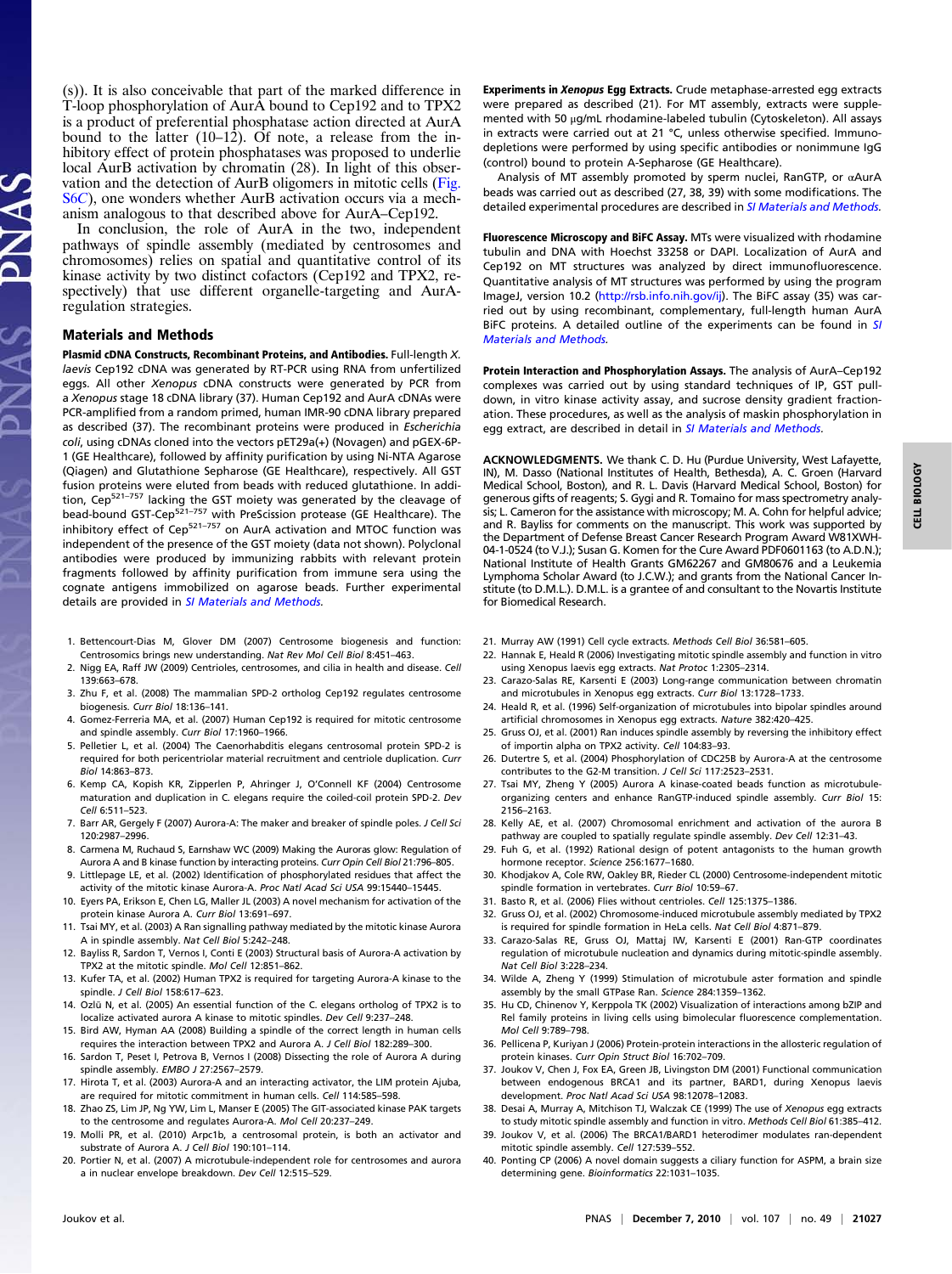(s)). It is also conceivable that part of the marked difference in T-loop phosphorylation of AurA bound to Cep192 and to TPX2 is a product of preferential phosphatase action directed at AurA bound to the latter (10–12). Of note, a release from the inhibitory effect of protein phosphatases was proposed to underlie local AurB activation by chromatin (28). In light of this observation and the detection of AurB oligomers in mitotic cells (Fig. S6C), one wonders whether AurB activation occurs via a mechanism analogous to that described above for AurA–Cep192.

In conclusion, the role of AurA in the two, independent pathways of spindle assembly (mediated by centrosomes and chromosomes) relies on spatial and quantitative control of its kinase activity by two distinct cofactors (Cep192 and TPX2, respectively) that use different organelle-targeting and AurA-regulation strategies.

## Materials and Methods

**Plasmid cDNA Constructs, Recombinant Proteins, and Antibodies.** Full-length *X. laevis* Cep192 cDNA was generated by RT-PCR using RNA from unfertilized eggs. All other *Xenopus* cDNA constructs were generated by PCR from a *Xenopus* stage 18 cDNA library (37). Human Cep192 and AurA cDNAs were PCR-amplified from a random primed, human IMR-90 cDNA library prepared as described (37). The recombinant proteins were produced in *Escherichia coli*, using cDNAs cloned into the vectors pET29a(+) (Novagen) and pGEX-6P-1 (GE Healthcare), followed by affinity purification by using Ni-NTA Agarose (Qiagen) and Glutathione Sepharose (GE Healthcare), respectively. All GST fusion proteins were eluted from beads with reduced glutathione. In addition, Cep$^{521-757}$ lacking the GST moiety was generated by the cleavage of bead-bound GST-Cep$^{521-757}$ with PreScission protease (GE Healthcare). The inhibitory effect of Cep$^{521-757}$ on AurA activation and MTOC function was independent of the presence of the GST moiety (data not shown). Polyclonal antibodies were produced by immunizing rabbits with relevant protein fragments followed by affinity purification from immune sera using the cognate antigens immobilized on agarose beads. Further experimental details are provided in *SI Materials and Methods*.

**Experiments in *Xenopus* Egg Extracts.** Crude metaphase-arrested egg extracts were prepared as described (21). For MT assembly, extracts were supplemented with 50 μg/mL rhodamine-labeled tubulin (Cytoskeleton). All assays in extracts were carried out at 21 °C, unless otherwise specified. Immunodepletions were performed by using specific antibodies or nonimmune IgG (control) bound to protein A-Sepharose (GE Healthcare).

Analysis of MT assembly promoted by sperm nuclei, RanGTP, or αAurA beads was carried out as described (27, 38, 39) with some modifications. The detailed experimental procedures are described in *SI Materials and Methods*.

**Fluorescence Microscopy and BiFC Assay.** MTs were visualized with rhodamine tubulin and DNA with Hoechst 33258 or DAPI. Localization of AurA and Cep192 on MT structures was analyzed by direct immunofluorescence. Quantitative analysis of MT structures was performed by using the program ImageJ, version 10.2 (http://rsb.info.nih.gov/ij). The BiFC assay (35) was carried out by using recombinant, complementary, full-length human AurA BiFC proteins. A detailed outline of the experiments can be found in *SI Materials and Methods*.

**Protein Interaction and Phosphorylation Assays.** The analysis of AurA–Cep192 complexes was carried out by using standard techniques of IP, GST pull-down, in vitro kinase activity assay, and sucrose density gradient fractionation. These procedures, as well as the analysis of maskin phosphorylation in egg extract, are described in detail in *SI Materials and Methods*.

**ACKNOWLEDGMENTS.** We thank C. D. Hu (Purdue University, West Lafayette, IN), M. Dasso (National Institutes of Health, Bethesda), A. C. Groen (Harvard Medical School, Boston), and R. L. Davis (Harvard Medical School, Boston) for generous gifts of reagents; S. Gygi and R. Tomaino for mass spectrometry analysis; L. Cameron for the assistance with microscopy; M. A. Cohn for helpful advice; and R. Bayliss for comments on the manuscript. This work was supported by the Department of Defense Breast Cancer Research Program Award W81XWH-04-1-0524 (to V.J.); Susan G. Komen for the Cure Award PDF0601163 (to A.D.N.); National Institute of Health Grants GM62267 and GM80676 and a Leukemia Lymphoma Scholar Award (to J.C.W.); and grants from the National Cancer Institute (to D.M.L.). D.M.L. is a grantee of and consultant to the Novartis Institute for Biomedical Research.

1. Bettencourt-Dias M, Glover DM (2007) Centrosome biogenesis and function: Centrosomics brings new understanding. *Nat Rev Mol Cell Biol* 8:451–463.
2. Nigg EA, Raff JW (2009) Centrioles, centrosomes, and cilia in health and disease. *Cell* 139:663–678.
3. Zhu F, et al. (2008) The mammalian SPD-2 ortholog Cep192 regulates centrosome biogenesis. *Curr Biol* 18:136–141.
4. Gomez-Ferreria MA, et al. (2007) Human Cep192 is required for mitotic centrosome and spindle assembly. *Curr Biol* 17:1960–1966.
5. Pelletier L, et al. (2004) The Caenorhabditis elegans centrosomal protein SPD-2 is required for both pericentriolar material recruitment and centriole duplication. *Curr Biol* 14:863–873.
6. Kemp CA, Kopish KR, Zipperlen P, Ahringer J, O'Connell KF (2004) Centrosome maturation and duplication in C. elegans require the coiled-coil protein SPD-2. *Dev Cell* 6:511–523.
7. Barr AR, Gergely F (2007) Aurora-A: The maker and breaker of spindle poles. *J Cell Sci* 120:2987–2996.
8. Carmena M, Ruchaud S, Earnshaw WC (2009) Making the Auroras glow: Regulation of Aurora A and B kinase function by interacting proteins. *Curr Opin Cell Biol* 21:796–805.
9. Littlepage LE, et al. (2002) Identification of phosphorylated residues that affect the activity of the mitotic kinase Aurora-A. *Proc Natl Acad Sci USA* 99:15440–15445.
10. Eyers PA, Erikson E, Chen LG, Maller JL (2003) A novel mechanism for activation of the protein kinase Aurora A. *Curr Biol* 13:691–697.
11. Tsai MY, et al. (2003) A Ran signalling pathway mediated by the mitotic kinase Aurora A in spindle assembly. *Nat Cell Biol* 5:242–248.
12. Bayliss R, Sardon T, Vernos I, Conti E (2003) Structural basis of Aurora-A activation by TPX2 at the mitotic spindle. *Mol Cell* 12:851–862.
13. Kufer TA, et al. (2002) Human TPX2 is required for targeting Aurora-A kinase to the spindle. *J Cell Biol* 158:617–623.
14. Ozlü N, et al. (2005) An essential function of the C. elegans ortholog of TPX2 is to localize activated aurora A kinase to mitotic spindles. *Dev Cell* 9:237–248.
15. Bird AW, Hyman AA (2008) Building a spindle of the correct length in human cells requires the interaction between TPX2 and Aurora A. *J Cell Biol* 182:289–300.
16. Sardon T, Peset I, Petrova B, Vernos I (2008) Dissecting the role of Aurora A during spindle assembly. *EMBO J* 27:2567–2579.
17. Hirota T, et al. (2003) Aurora-A and an interacting activator, the LIM protein Ajuba, are required for mitotic commitment in human cells. *Cell* 114:585–598.
18. Zhao ZS, Lim JP, Ng YW, Lim L, Manser E (2005) The GIT-associated kinase PAK targets to the centrosome and regulates Aurora-A. *Mol Cell* 20:237–249.
19. Molli PR, et al. (2010) Arpc1b, a centrosomal protein, is both an activator and substrate of Aurora A. *J Cell Biol* 190:101–114.
20. Portier N, et al. (2007) A microtubule-independent role for centrosomes and aurora a in nuclear envelope breakdown. *Dev Cell* 12:515–529.
21. Murray AW (1991) Cell cycle extracts. *Methods Cell Biol* 36:581–605.
22. Hannak E, Heald R (2006) Investigating mitotic spindle assembly and function in vitro using Xenopus laevis egg extracts. *Nat Protoc* 1:2305–2314.
23. Carazo-Salas RE, Karsenti E (2003) Long-range communication between chromatin and microtubules in Xenopus egg extracts. *Curr Biol* 13:1728–1733.
24. Heald R, et al. (1996) Self-organization of microtubules into bipolar spindles around artificial chromosomes in Xenopus egg extracts. *Nature* 382:420–425.
25. Gruss OJ, et al. (2001) Ran induces spindle assembly by reversing the inhibitory effect of importin alpha on TPX2 activity. *Cell* 104:83–93.
26. Dutertre S, et al. (2004) Phosphorylation of CDC25B by Aurora-A at the centrosome contributes to the G2-M transition. *J Cell Sci* 117:2523–2531.
27. Tsai MY, Zheng Y (2005) Aurora A kinase-coated beads function as microtubule-organizing centers and enhance RanGTP-induced spindle assembly. *Curr Biol* 15: 2156–2163.
28. Kelly AE, et al. (2007) Chromosomal enrichment and activation of the aurora B pathway are coupled to spatially regulate spindle assembly. *Dev Cell* 12:31–43.
29. Fuh G, et al. (1992) Rational design of potent antagonists to the human growth hormone receptor. *Science* 256:1677–1680.
30. Khodjakov A, Cole RW, Oakley BR, Rieder CL (2000) Centrosome-independent mitotic spindle formation in vertebrates. *Curr Biol* 10:59–67.
31. Basto R, et al. (2006) Flies without centrioles. *Cell* 125:1375–1386.
32. Gruss OJ, et al. (2002) Chromosome-induced microtubule assembly mediated by TPX2 is required for spindle formation in HeLa cells. *Nat Cell Biol* 4:871–879.
33. Carazo-Salas RE, Gruss OJ, Mattaj IW, Karsenti E (2001) Ran-GTP coordinates regulation of microtubule nucleation and dynamics during mitotic-spindle assembly. *Nat Cell Biol* 3:228–234.
34. Wilde A, Zheng Y (1999) Stimulation of microtubule aster formation and spindle assembly by the small GTPase Ran. *Science* 284:1359–1362.
35. Hu CD, Chinenov Y, Kerppola TK (2002) Visualization of interactions among bZIP and Rel family proteins in living cells using bimolecular fluorescence complementation. *Mol Cell* 9:789–798.
36. Pellicena P, Kuriyan J (2006) Protein-protein interactions in the allosteric regulation of protein kinases. *Curr Opin Struct Biol* 16:702–709.
37. Joukov V, Chen J, Fox EA, Green JB, Livingston DM (2001) Functional communication between endogenous BRCA1 and its partner, BARD1, during Xenopus laevis development. *Proc Natl Acad Sci USA* 98:12078–12083.
38. Desai A, Murray A, Mitchison TJ, Walczak CE (1999) The use of *Xenopus* egg extracts to study mitotic spindle assembly and function in vitro. *Methods Cell Biol* 61:385–412.
39. Joukov V, et al. (2006) The BRCA1/BARD1 heterodimer modulates ran-dependent mitotic spindle assembly. *Cell* 127:539–552.
40. Ponting CP (2006) A novel domain suggests a ciliary function for ASPM, a brain size determining gene. *Bioinformatics* 22:1031–1035.